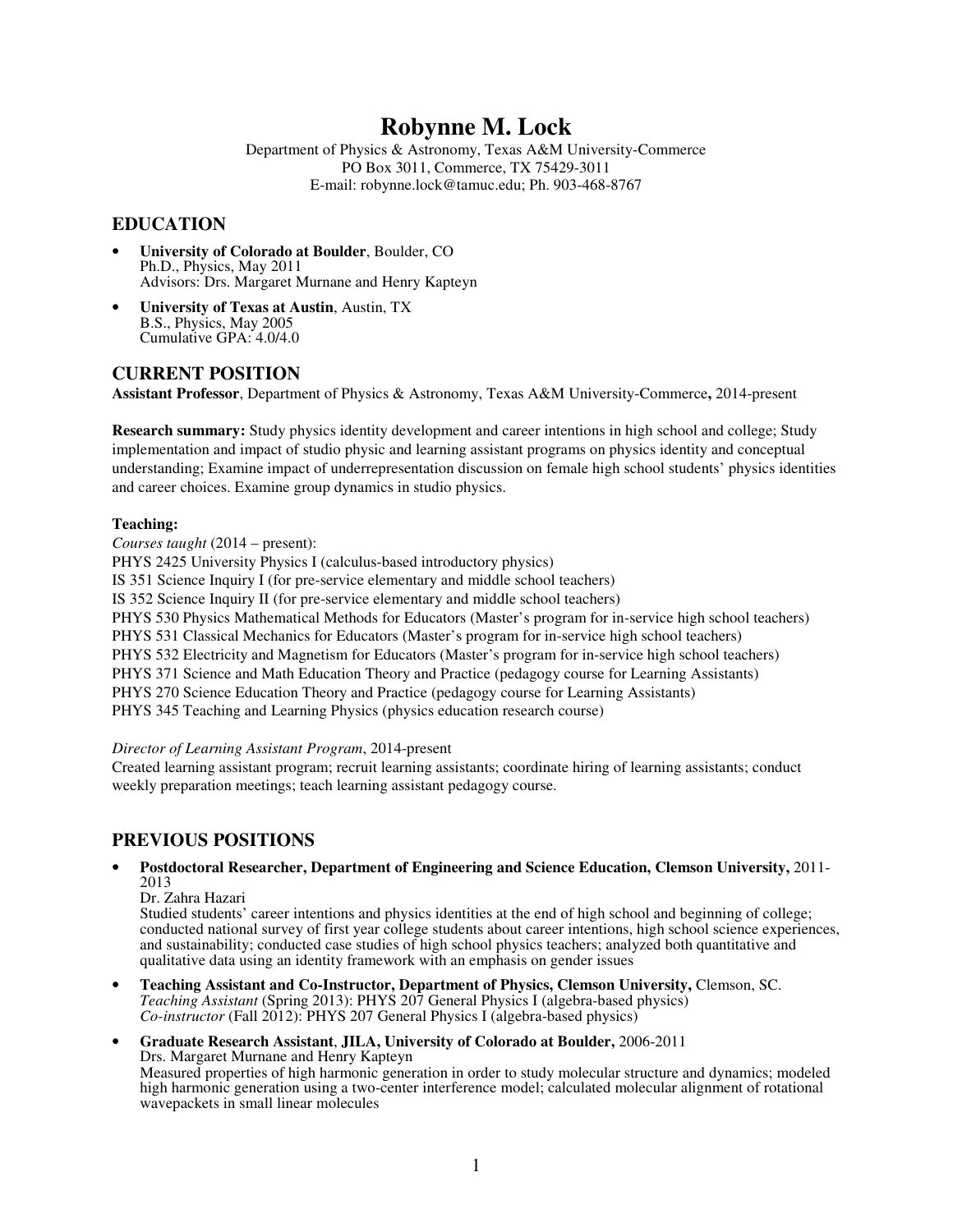# Robynne M. Lock

Department of Physics & Astronomy, Texas A&M University-Commerce
PO Box 3011, Commerce, TX 75429-3011
E-mail: robynne.lock@tamuc.edu; Ph. 903-468-8767

## EDUCATION

- **University of Colorado at Boulder**, Boulder, CO
  Ph.D., Physics, May 2011
  Advisors: Drs. Margaret Murnane and Henry Kapteyn
- **University of Texas at Austin**, Austin, TX
  B.S., Physics, May 2005
  Cumulative GPA: 4.0/4.0

## CURRENT POSITION

**Assistant Professor**, Department of Physics & Astronomy, Texas A&M University-Commerce**,** 2014-present

**Research summary:** Study physics identity development and career intentions in high school and college; Study implementation and impact of studio physic and learning assistant programs on physics identity and conceptual understanding; Examine impact of underrepresentation discussion on female high school students' physics identities and career choices. Examine group dynamics in studio physics.

**Teaching:**

*Courses taught* (2014 – present):
PHYS 2425 University Physics I (calculus-based introductory physics)
IS 351 Science Inquiry I (for pre-service elementary and middle school teachers)
IS 352 Science Inquiry II (for pre-service elementary and middle school teachers)
PHYS 530 Physics Mathematical Methods for Educators (Master's program for in-service high school teachers)
PHYS 531 Classical Mechanics for Educators (Master's program for in-service high school teachers)
PHYS 532 Electricity and Magnetism for Educators (Master's program for in-service high school teachers)
PHYS 371 Science and Math Education Theory and Practice (pedagogy course for Learning Assistants)
PHYS 270 Science Education Theory and Practice (pedagogy course for Learning Assistants)
PHYS 345 Teaching and Learning Physics (physics education research course)

*Director of Learning Assistant Program*, 2014-present
Created learning assistant program; recruit learning assistants; coordinate hiring of learning assistants; conduct weekly preparation meetings; teach learning assistant pedagogy course.

## PREVIOUS POSITIONS

- **Postdoctoral Researcher, Department of Engineering and Science Education, Clemson University,** 2011-2013
  Dr. Zahra Hazari
  Studied students' career intentions and physics identities at the end of high school and beginning of college; conducted national survey of first year college students about career intentions, high school science experiences, and sustainability; conducted case studies of high school physics teachers; analyzed both quantitative and qualitative data using an identity framework with an emphasis on gender issues
- **Teaching Assistant and Co-Instructor, Department of Physics, Clemson University,** Clemson, SC.
  *Teaching Assistant* (Spring 2013): PHYS 207 General Physics I (algebra-based physics)
  *Co-instructor* (Fall 2012): PHYS 207 General Physics I (algebra-based physics)
- **Graduate Research Assistant**, **JILA, University of Colorado at Boulder,** 2006-2011
  Drs. Margaret Murnane and Henry Kapteyn
  Measured properties of high harmonic generation in order to study molecular structure and dynamics; modeled high harmonic generation using a two-center interference model; calculated molecular alignment of rotational wavepackets in small linear molecules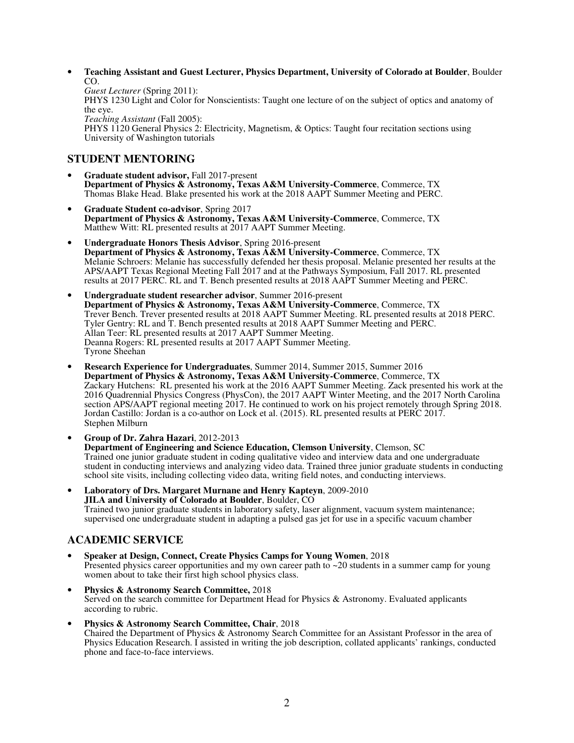- **Teaching Assistant and Guest Lecturer, Physics Department, University of Colorado at Boulder**, Boulder CO.
  *Guest Lecturer* (Spring 2011):
  PHYS 1230 Light and Color for Nonscientists: Taught one lecture of on the subject of optics and anatomy of the eye.
  *Teaching Assistant* (Fall 2005):
  PHYS 1120 General Physics 2: Electricity, Magnetism, & Optics: Taught four recitation sections using University of Washington tutorials

## STUDENT MENTORING

- **Graduate student advisor,** Fall 2017-present
  **Department of Physics & Astronomy, Texas A&M University-Commerce**, Commerce, TX
  Thomas Blake Head. Blake presented his work at the 2018 AAPT Summer Meeting and PERC.
- **Graduate Student co-advisor**, Spring 2017
  **Department of Physics & Astronomy, Texas A&M University-Commerce**, Commerce, TX
  Matthew Witt: RL presented results at 2017 AAPT Summer Meeting.
- **Undergraduate Honors Thesis Advisor**, Spring 2016-present
  **Department of Physics & Astronomy, Texas A&M University-Commerce**, Commerce, TX
  Melanie Schroers: Melanie has successfully defended her thesis proposal. Melanie presented her results at the APS/AAPT Texas Regional Meeting Fall 2017 and at the Pathways Symposium, Fall 2017. RL presented results at 2017 PERC. RL and T. Bench presented results at 2018 AAPT Summer Meeting and PERC.
- **Undergraduate student researcher advisor**, Summer 2016-present
  **Department of Physics & Astronomy, Texas A&M University-Commerce**, Commerce, TX
  Trever Bench. Trever presented results at 2018 AAPT Summer Meeting. RL presented results at 2018 PERC.
  Tyler Gentry: RL and T. Bench presented results at 2018 AAPT Summer Meeting and PERC.
  Allan Teer: RL presented results at 2017 AAPT Summer Meeting.
  Deanna Rogers: RL presented results at 2017 AAPT Summer Meeting.
  Tyrone Sheehan
- **Research Experience for Undergraduates**, Summer 2014, Summer 2015, Summer 2016
  **Department of Physics & Astronomy, Texas A&M University-Commerce**, Commerce, TX
  Zackary Hutchens: RL presented his work at the 2016 AAPT Summer Meeting. Zack presented his work at the 2016 Quadrennial Physics Congress (PhysCon), the 2017 AAPT Winter Meeting, and the 2017 North Carolina section APS/AAPT regional meeting 2017. He continued to work on his project remotely through Spring 2018.
  Jordan Castillo: Jordan is a co-author on Lock et al. (2015). RL presented results at PERC 2017.
  Stephen Milburn
- **Group of Dr. Zahra Hazari**, 2012-2013
  **Department of Engineering and Science Education, Clemson University**, Clemson, SC
  Trained one junior graduate student in coding qualitative video and interview data and one undergraduate student in conducting interviews and analyzing video data. Trained three junior graduate students in conducting school site visits, including collecting video data, writing field notes, and conducting interviews.
- **Laboratory of Drs. Margaret Murnane and Henry Kapteyn**, 2009-2010
  **JILA and University of Colorado at Boulder**, Boulder, CO
  Trained two junior graduate students in laboratory safety, laser alignment, vacuum system maintenance; supervised one undergraduate student in adapting a pulsed gas jet for use in a specific vacuum chamber

## ACADEMIC SERVICE

- **Speaker at Design, Connect, Create Physics Camps for Young Women**, 2018
  Presented physics career opportunities and my own career path to ~20 students in a summer camp for young women about to take their first high school physics class.
- **Physics & Astronomy Search Committee,** 2018
  Served on the search committee for Department Head for Physics & Astronomy. Evaluated applicants according to rubric.
- **Physics & Astronomy Search Committee, Chair**, 2018
  Chaired the Department of Physics & Astronomy Search Committee for an Assistant Professor in the area of Physics Education Research. I assisted in writing the job description, collated applicants' rankings, conducted phone and face-to-face interviews.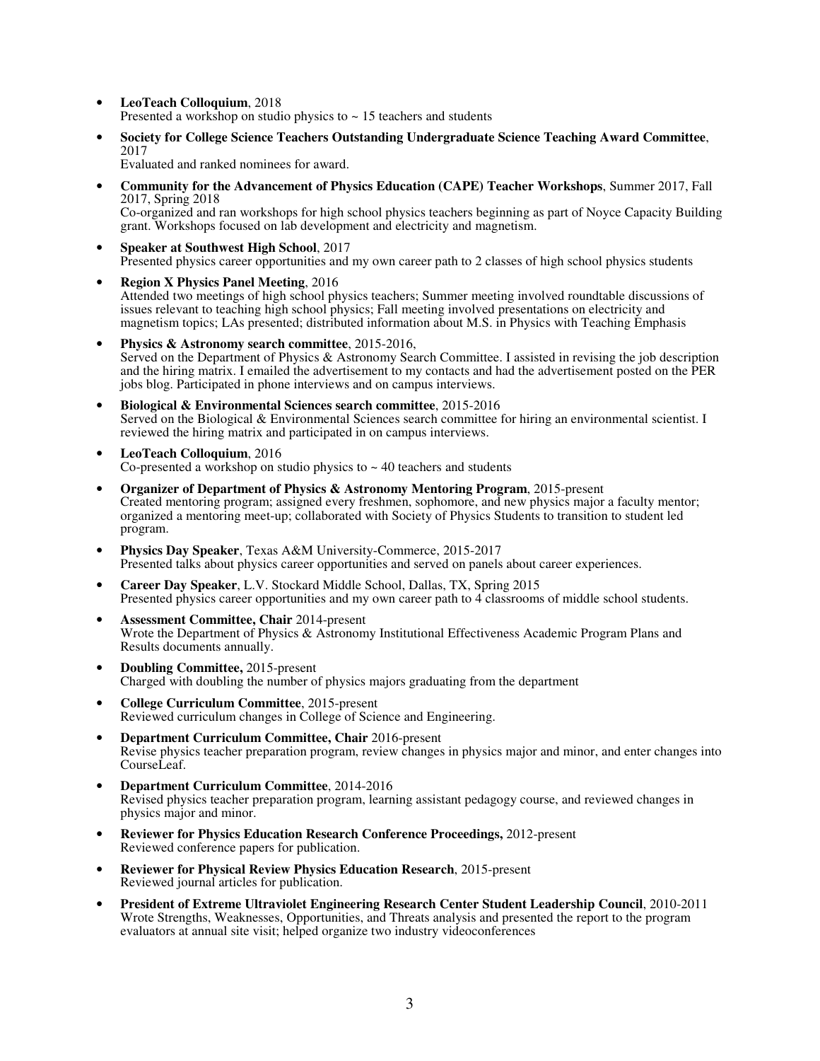- **LeoTeach Colloquium**, 2018
  Presented a workshop on studio physics to ~ 15 teachers and students

- **Society for College Science Teachers Outstanding Undergraduate Science Teaching Award Committee**, 2017
  Evaluated and ranked nominees for award.

- **Community for the Advancement of Physics Education (CAPE) Teacher Workshops**, Summer 2017, Fall 2017, Spring 2018
  Co-organized and ran workshops for high school physics teachers beginning as part of Noyce Capacity Building grant. Workshops focused on lab development and electricity and magnetism.

- **Speaker at Southwest High School**, 2017
  Presented physics career opportunities and my own career path to 2 classes of high school physics students

- **Region X Physics Panel Meeting**, 2016
  Attended two meetings of high school physics teachers; Summer meeting involved roundtable discussions of issues relevant to teaching high school physics; Fall meeting involved presentations on electricity and magnetism topics; LAs presented; distributed information about M.S. in Physics with Teaching Emphasis

- **Physics & Astronomy search committee**, 2015-2016,
  Served on the Department of Physics & Astronomy Search Committee. I assisted in revising the job description and the hiring matrix. I emailed the advertisement to my contacts and had the advertisement posted on the PER jobs blog. Participated in phone interviews and on campus interviews.

- **Biological & Environmental Sciences search committee**, 2015-2016
  Served on the Biological & Environmental Sciences search committee for hiring an environmental scientist. I reviewed the hiring matrix and participated in on campus interviews.

- **LeoTeach Colloquium**, 2016
  Co-presented a workshop on studio physics to ~ 40 teachers and students

- **Organizer of Department of Physics & Astronomy Mentoring Program**, 2015-present
  Created mentoring program; assigned every freshmen, sophomore, and new physics major a faculty mentor; organized a mentoring meet-up; collaborated with Society of Physics Students to transition to student led program.

- **Physics Day Speaker**, Texas A&M University-Commerce, 2015-2017
  Presented talks about physics career opportunities and served on panels about career experiences.

- **Career Day Speaker**, L.V. Stockard Middle School, Dallas, TX, Spring 2015
  Presented physics career opportunities and my own career path to 4 classrooms of middle school students.

- **Assessment Committee, Chair** 2014-present
  Wrote the Department of Physics & Astronomy Institutional Effectiveness Academic Program Plans and Results documents annually.

- **Doubling Committee,** 2015-present
  Charged with doubling the number of physics majors graduating from the department

- **College Curriculum Committee**, 2015-present
  Reviewed curriculum changes in College of Science and Engineering.

- **Department Curriculum Committee, Chair** 2016-present
  Revise physics teacher preparation program, review changes in physics major and minor, and enter changes into CourseLeaf.

- **Department Curriculum Committee**, 2014-2016
  Revised physics teacher preparation program, learning assistant pedagogy course, and reviewed changes in physics major and minor.

- **Reviewer for Physics Education Research Conference Proceedings,** 2012-present
  Reviewed conference papers for publication.

- **Reviewer for Physical Review Physics Education Research**, 2015-present
  Reviewed journal articles for publication.

- **President of Extreme Ultraviolet Engineering Research Center Student Leadership Council**, 2010-2011
  Wrote Strengths, Weaknesses, Opportunities, and Threats analysis and presented the report to the program evaluators at annual site visit; helped organize two industry videoconferences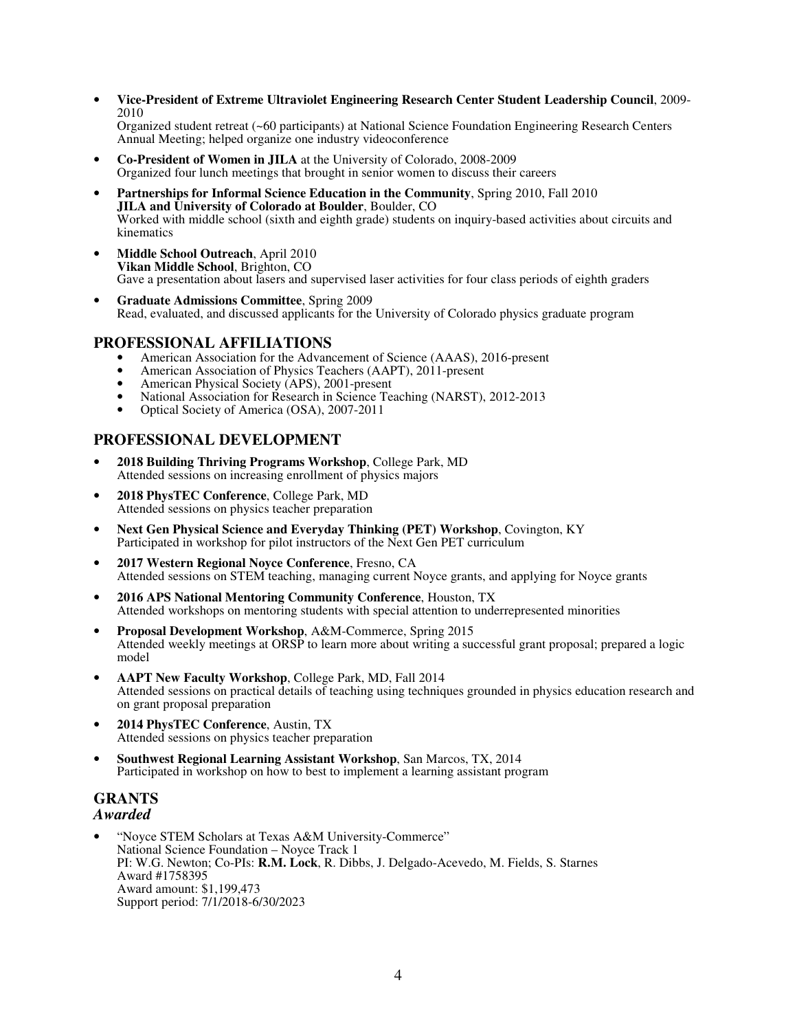- **Vice-President of Extreme Ultraviolet Engineering Research Center Student Leadership Council**, 2009-2010
  Organized student retreat (~60 participants) at National Science Foundation Engineering Research Centers Annual Meeting; helped organize one industry videoconference
- **Co-President of Women in JILA** at the University of Colorado, 2008-2009
  Organized four lunch meetings that brought in senior women to discuss their careers
- **Partnerships for Informal Science Education in the Community**, Spring 2010, Fall 2010
  **JILA and University of Colorado at Boulder**, Boulder, CO
  Worked with middle school (sixth and eighth grade) students on inquiry-based activities about circuits and kinematics
- **Middle School Outreach**, April 2010
  **Vikan Middle School**, Brighton, CO
  Gave a presentation about lasers and supervised laser activities for four class periods of eighth graders
- **Graduate Admissions Committee**, Spring 2009
  Read, evaluated, and discussed applicants for the University of Colorado physics graduate program

## PROFESSIONAL AFFILIATIONS

- American Association for the Advancement of Science (AAAS), 2016-present
- American Association of Physics Teachers (AAPT), 2011-present
- American Physical Society (APS), 2001-present
- National Association for Research in Science Teaching (NARST), 2012-2013
- Optical Society of America (OSA), 2007-2011

## PROFESSIONAL DEVELOPMENT

- **2018 Building Thriving Programs Workshop**, College Park, MD
  Attended sessions on increasing enrollment of physics majors
- **2018 PhysTEC Conference**, College Park, MD
  Attended sessions on physics teacher preparation
- **Next Gen Physical Science and Everyday Thinking (PET) Workshop**, Covington, KY
  Participated in workshop for pilot instructors of the Next Gen PET curriculum
- **2017 Western Regional Noyce Conference**, Fresno, CA
  Attended sessions on STEM teaching, managing current Noyce grants, and applying for Noyce grants
- **2016 APS National Mentoring Community Conference**, Houston, TX
  Attended workshops on mentoring students with special attention to underrepresented minorities
- **Proposal Development Workshop**, A&M-Commerce, Spring 2015
  Attended weekly meetings at ORSP to learn more about writing a successful grant proposal; prepared a logic model
- **AAPT New Faculty Workshop**, College Park, MD, Fall 2014
  Attended sessions on practical details of teaching using techniques grounded in physics education research and on grant proposal preparation
- **2014 PhysTEC Conference**, Austin, TX
  Attended sessions on physics teacher preparation
- **Southwest Regional Learning Assistant Workshop**, San Marcos, TX, 2014
  Participated in workshop on how to best to implement a learning assistant program

## GRANTS

### *Awarded*

- "Noyce STEM Scholars at Texas A&M University-Commerce"
  National Science Foundation – Noyce Track 1
  PI: W.G. Newton; Co-PIs: **R.M. Lock**, R. Dibbs, J. Delgado-Acevedo, M. Fields, S. Starnes
  Award #1758395
  Award amount: $1,199,473
  Support period: 7/1/2018-6/30/2023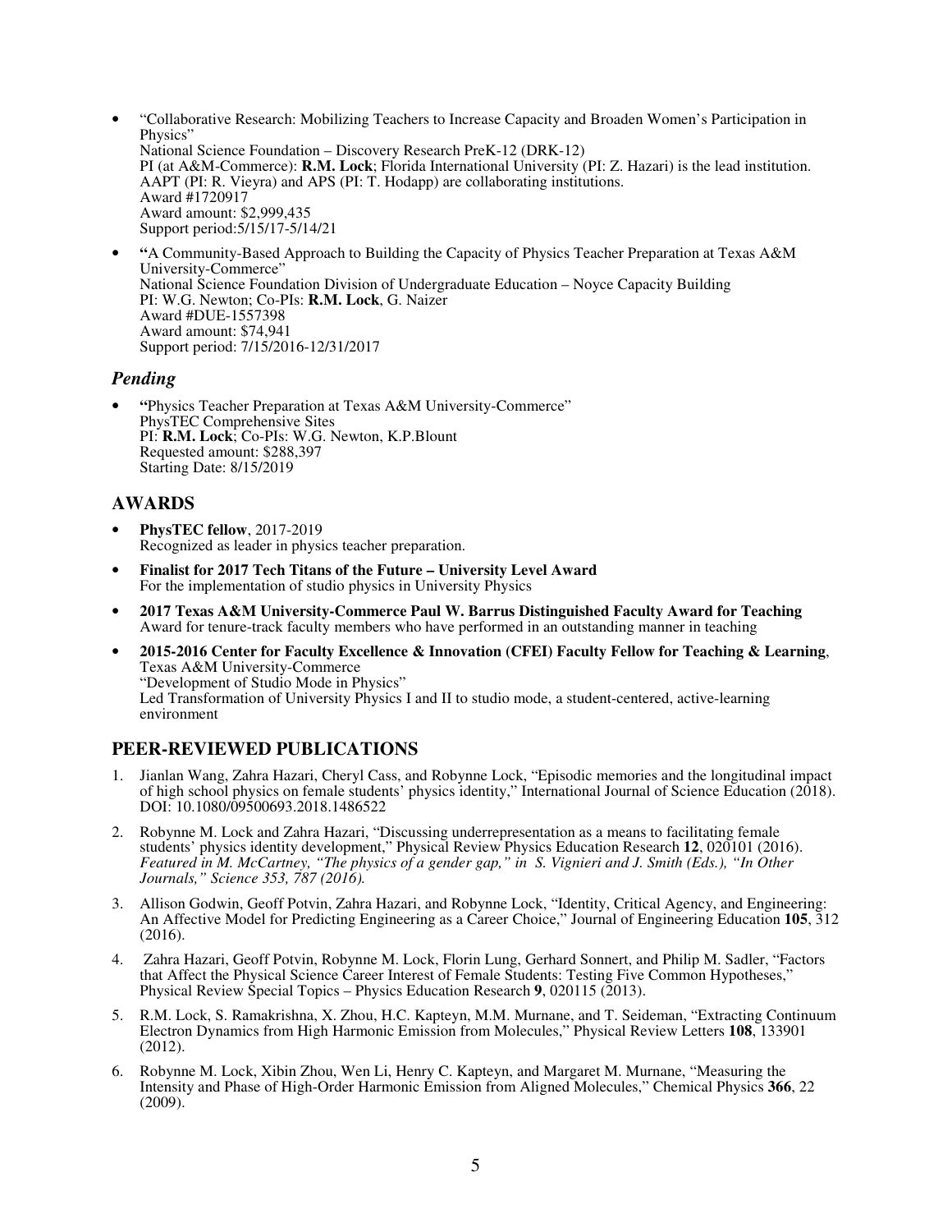- "Collaborative Research: Mobilizing Teachers to Increase Capacity and Broaden Women's Participation in Physics"
  National Science Foundation – Discovery Research PreK-12 (DRK-12)
  PI (at A&M-Commerce): **R.M. Lock**; Florida International University (PI: Z. Hazari) is the lead institution. AAPT (PI: R. Vieyra) and APS (PI: T. Hodapp) are collaborating institutions.
  Award #1720917
  Award amount: $2,999,435
  Support period:5/15/17-5/14/21

- "A Community-Based Approach to Building the Capacity of Physics Teacher Preparation at Texas A&M University-Commerce"
  National Science Foundation Division of Undergraduate Education – Noyce Capacity Building
  PI: W.G. Newton; Co-PIs: **R.M. Lock**, G. Naizer
  Award #DUE-1557398
  Award amount: $74,941
  Support period: 7/15/2016-12/31/2017

### *Pending*

- "Physics Teacher Preparation at Texas A&M University-Commerce"
  PhysTEC Comprehensive Sites
  PI: **R.M. Lock**; Co-PIs: W.G. Newton, K.P.Blount
  Requested amount: $288,397
  Starting Date: 8/15/2019

## AWARDS

- **PhysTEC fellow**, 2017-2019
  Recognized as leader in physics teacher preparation.
- **Finalist for 2017 Tech Titans of the Future – University Level Award**
  For the implementation of studio physics in University Physics
- **2017 Texas A&M University-Commerce Paul W. Barrus Distinguished Faculty Award for Teaching**
  Award for tenure-track faculty members who have performed in an outstanding manner in teaching
- **2015-2016 Center for Faculty Excellence & Innovation (CFEI) Faculty Fellow for Teaching & Learning**, Texas A&M University-Commerce
  "Development of Studio Mode in Physics"
  Led Transformation of University Physics I and II to studio mode, a student-centered, active-learning environment

## PEER-REVIEWED PUBLICATIONS

1. Jianlan Wang, Zahra Hazari, Cheryl Cass, and Robynne Lock, "Episodic memories and the longitudinal impact of high school physics on female students' physics identity," International Journal of Science Education (2018). DOI: 10.1080/09500693.2018.1486522
2. Robynne M. Lock and Zahra Hazari, "Discussing underrepresentation as a means to facilitating female students' physics identity development," Physical Review Physics Education Research **12**, 020101 (2016). *Featured in M. McCartney, "The physics of a gender gap," in S. Vignieri and J. Smith (Eds.), "In Other Journals," Science 353, 787 (2016).*
3. Allison Godwin, Geoff Potvin, Zahra Hazari, and Robynne Lock, "Identity, Critical Agency, and Engineering: An Affective Model for Predicting Engineering as a Career Choice," Journal of Engineering Education **105**, 312 (2016).
4. Zahra Hazari, Geoff Potvin, Robynne M. Lock, Florin Lung, Gerhard Sonnert, and Philip M. Sadler, "Factors that Affect the Physical Science Career Interest of Female Students: Testing Five Common Hypotheses," Physical Review Special Topics – Physics Education Research **9**, 020115 (2013).
5. R.M. Lock, S. Ramakrishna, X. Zhou, H.C. Kapteyn, M.M. Murnane, and T. Seideman, "Extracting Continuum Electron Dynamics from High Harmonic Emission from Molecules," Physical Review Letters **108**, 133901 (2012).
6. Robynne M. Lock, Xibin Zhou, Wen Li, Henry C. Kapteyn, and Margaret M. Murnane, "Measuring the Intensity and Phase of High-Order Harmonic Emission from Aligned Molecules," Chemical Physics **366**, 22 (2009).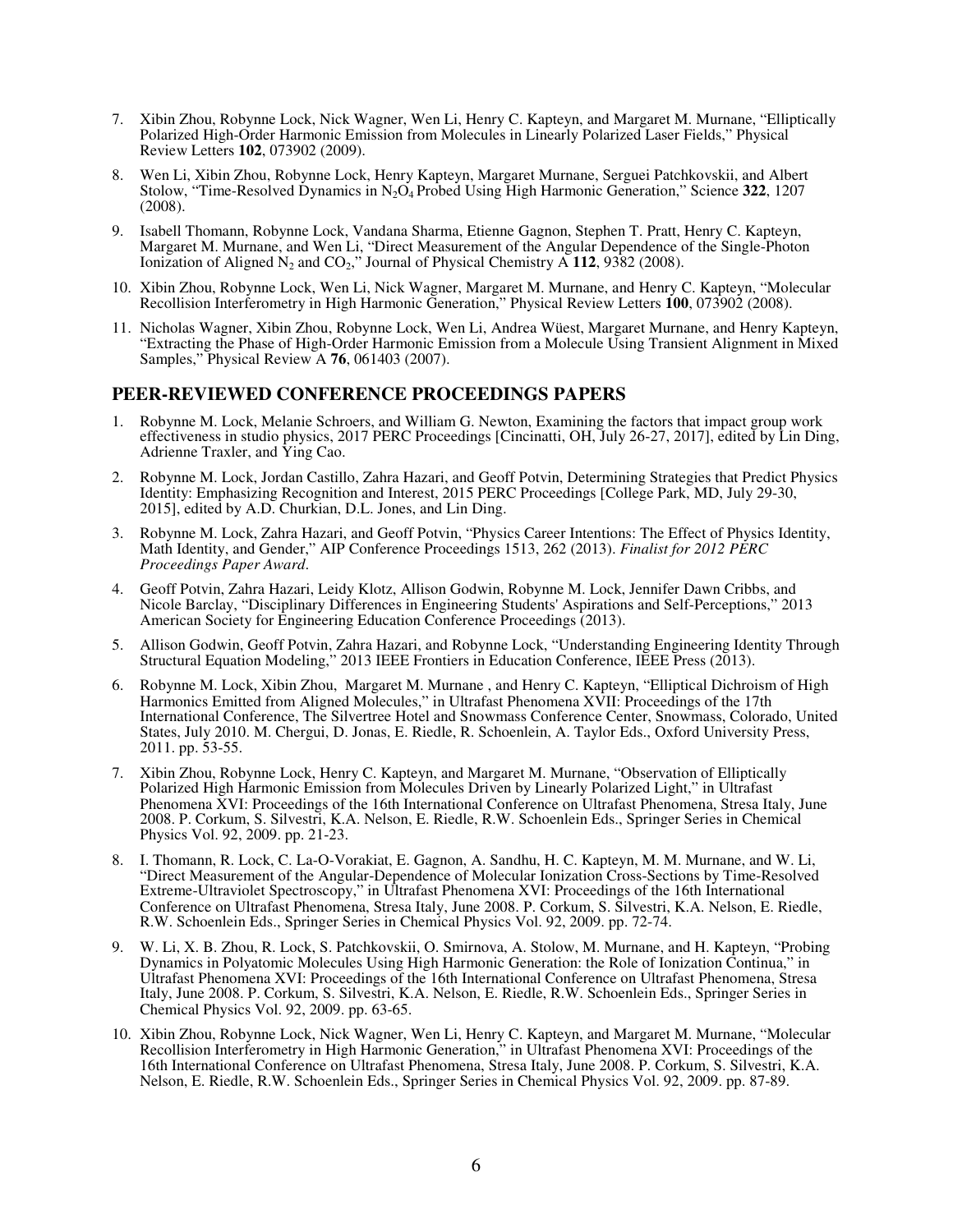7. Xibin Zhou, Robynne Lock, Nick Wagner, Wen Li, Henry C. Kapteyn, and Margaret M. Murnane, "Elliptically Polarized High-Order Harmonic Emission from Molecules in Linearly Polarized Laser Fields," Physical Review Letters **102**, 073902 (2009).

8. Wen Li, Xibin Zhou, Robynne Lock, Henry Kapteyn, Margaret Murnane, Serguei Patchkovskii, and Albert Stolow, "Time-Resolved Dynamics in $N_2O_4$ Probed Using High Harmonic Generation," Science **322**, 1207 (2008).

9. Isabell Thomann, Robynne Lock, Vandana Sharma, Etienne Gagnon, Stephen T. Pratt, Henry C. Kapteyn, Margaret M. Murnane, and Wen Li, "Direct Measurement of the Angular Dependence of the Single-Photon Ionization of Aligned $N_2$ and $CO_2$," Journal of Physical Chemistry A **112**, 9382 (2008).

10. Xibin Zhou, Robynne Lock, Wen Li, Nick Wagner, Margaret M. Murnane, and Henry C. Kapteyn, "Molecular Recollision Interferometry in High Harmonic Generation," Physical Review Letters **100**, 073902 (2008).

11. Nicholas Wagner, Xibin Zhou, Robynne Lock, Wen Li, Andrea Wüest, Margaret Murnane, and Henry Kapteyn, "Extracting the Phase of High-Order Harmonic Emission from a Molecule Using Transient Alignment in Mixed Samples," Physical Review A **76**, 061403 (2007).

## PEER-REVIEWED CONFERENCE PROCEEDINGS PAPERS

1. Robynne M. Lock, Melanie Schroers, and William G. Newton, Examining the factors that impact group work effectiveness in studio physics, 2017 PERC Proceedings [Cincinatti, OH, July 26-27, 2017], edited by Lin Ding, Adrienne Traxler, and Ying Cao.

2. Robynne M. Lock, Jordan Castillo, Zahra Hazari, and Geoff Potvin, Determining Strategies that Predict Physics Identity: Emphasizing Recognition and Interest, 2015 PERC Proceedings [College Park, MD, July 29-30, 2015], edited by A.D. Churkian, D.L. Jones, and Lin Ding.

3. Robynne M. Lock, Zahra Hazari, and Geoff Potvin, "Physics Career Intentions: The Effect of Physics Identity, Math Identity, and Gender," AIP Conference Proceedings 1513, 262 (2013). *Finalist for 2012 PERC Proceedings Paper Award.*

4. Geoff Potvin, Zahra Hazari, Leidy Klotz, Allison Godwin, Robynne M. Lock, Jennifer Dawn Cribbs, and Nicole Barclay, "Disciplinary Differences in Engineering Students' Aspirations and Self-Perceptions," 2013 American Society for Engineering Education Conference Proceedings (2013).

5. Allison Godwin, Geoff Potvin, Zahra Hazari, and Robynne Lock, "Understanding Engineering Identity Through Structural Equation Modeling," 2013 IEEE Frontiers in Education Conference, IEEE Press (2013).

6. Robynne M. Lock, Xibin Zhou, Margaret M. Murnane , and Henry C. Kapteyn, "Elliptical Dichroism of High Harmonics Emitted from Aligned Molecules," in Ultrafast Phenomena XVII: Proceedings of the 17th International Conference, The Silvertree Hotel and Snowmass Conference Center, Snowmass, Colorado, United States, July 2010. M. Chergui, D. Jonas, E. Riedle, R. Schoenlein, A. Taylor Eds., Oxford University Press, 2011. pp. 53-55.

7. Xibin Zhou, Robynne Lock, Henry C. Kapteyn, and Margaret M. Murnane, "Observation of Elliptically Polarized High Harmonic Emission from Molecules Driven by Linearly Polarized Light," in Ultrafast Phenomena XVI: Proceedings of the 16th International Conference on Ultrafast Phenomena, Stresa Italy, June 2008. P. Corkum, S. Silvestri, K.A. Nelson, E. Riedle, R.W. Schoenlein Eds., Springer Series in Chemical Physics Vol. 92, 2009. pp. 21-23.

8. I. Thomann, R. Lock, C. La-O-Vorakiat, E. Gagnon, A. Sandhu, H. C. Kapteyn, M. M. Murnane, and W. Li, "Direct Measurement of the Angular-Dependence of Molecular Ionization Cross-Sections by Time-Resolved Extreme-Ultraviolet Spectroscopy," in Ultrafast Phenomena XVI: Proceedings of the 16th International Conference on Ultrafast Phenomena, Stresa Italy, June 2008. P. Corkum, S. Silvestri, K.A. Nelson, E. Riedle, R.W. Schoenlein Eds., Springer Series in Chemical Physics Vol. 92, 2009. pp. 72-74.

9. W. Li, X. B. Zhou, R. Lock, S. Patchkovskii, O. Smirnova, A. Stolow, M. Murnane, and H. Kapteyn, "Probing Dynamics in Polyatomic Molecules Using High Harmonic Generation: the Role of Ionization Continua," in Ultrafast Phenomena XVI: Proceedings of the 16th International Conference on Ultrafast Phenomena, Stresa Italy, June 2008. P. Corkum, S. Silvestri, K.A. Nelson, E. Riedle, R.W. Schoenlein Eds., Springer Series in Chemical Physics Vol. 92, 2009. pp. 63-65.

10. Xibin Zhou, Robynne Lock, Nick Wagner, Wen Li, Henry C. Kapteyn, and Margaret M. Murnane, "Molecular Recollision Interferometry in High Harmonic Generation," in Ultrafast Phenomena XVI: Proceedings of the 16th International Conference on Ultrafast Phenomena, Stresa Italy, June 2008. P. Corkum, S. Silvestri, K.A. Nelson, E. Riedle, R.W. Schoenlein Eds., Springer Series in Chemical Physics Vol. 92, 2009. pp. 87-89.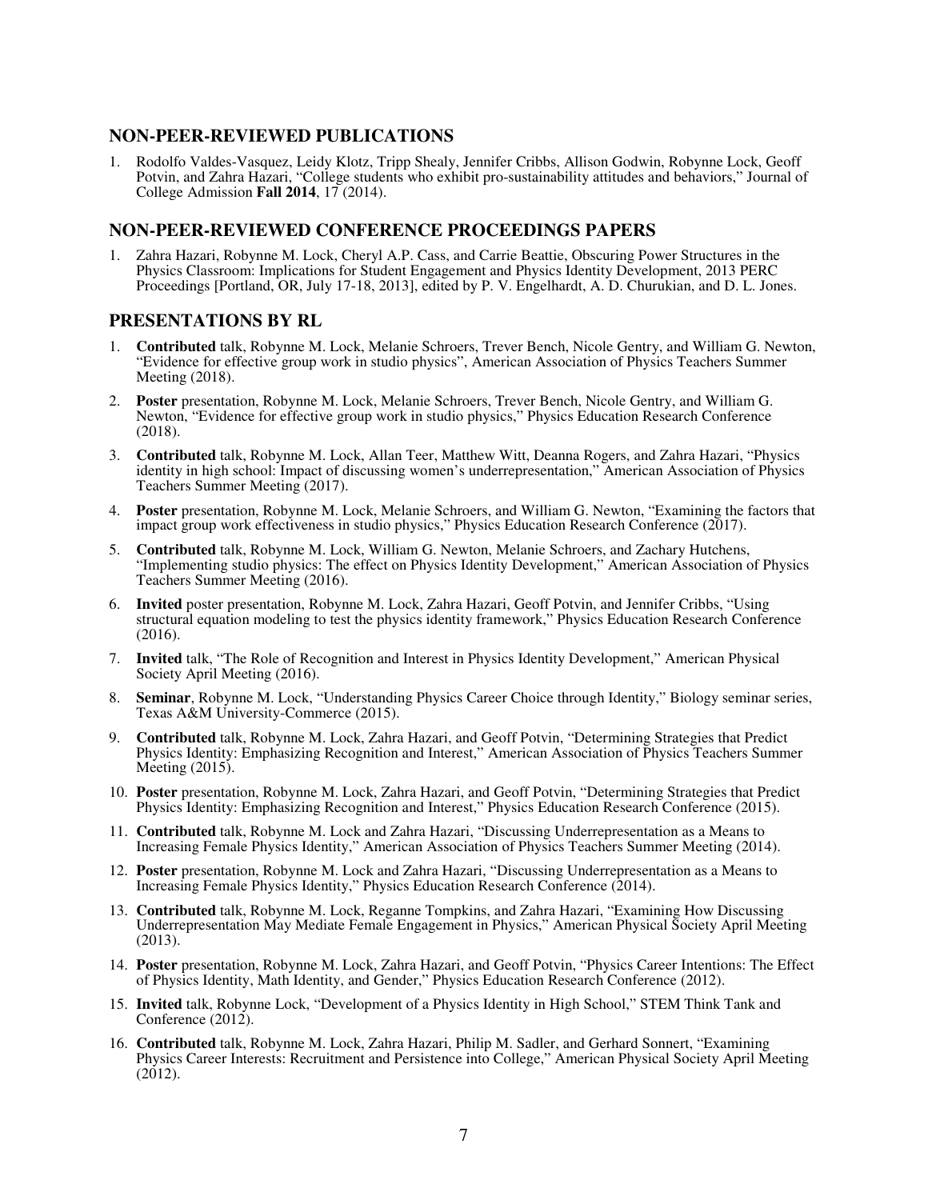## NON-PEER-REVIEWED PUBLICATIONS

1. Rodolfo Valdes-Vasquez, Leidy Klotz, Tripp Shealy, Jennifer Cribbs, Allison Godwin, Robynne Lock, Geoff Potvin, and Zahra Hazari, "College students who exhibit pro-sustainability attitudes and behaviors," Journal of College Admission **Fall 2014**, 17 (2014).

## NON-PEER-REVIEWED CONFERENCE PROCEEDINGS PAPERS

1. Zahra Hazari, Robynne M. Lock, Cheryl A.P. Cass, and Carrie Beattie, Obscuring Power Structures in the Physics Classroom: Implications for Student Engagement and Physics Identity Development, 2013 PERC Proceedings [Portland, OR, July 17-18, 2013], edited by P. V. Engelhardt, A. D. Churukian, and D. L. Jones.

## PRESENTATIONS BY RL

1. **Contributed** talk, Robynne M. Lock, Melanie Schroers, Trever Bench, Nicole Gentry, and William G. Newton, "Evidence for effective group work in studio physics", American Association of Physics Teachers Summer Meeting (2018).
2. **Poster** presentation, Robynne M. Lock, Melanie Schroers, Trever Bench, Nicole Gentry, and William G. Newton, "Evidence for effective group work in studio physics," Physics Education Research Conference (2018).
3. **Contributed** talk, Robynne M. Lock, Allan Teer, Matthew Witt, Deanna Rogers, and Zahra Hazari, "Physics identity in high school: Impact of discussing women's underrepresentation," American Association of Physics Teachers Summer Meeting (2017).
4. **Poster** presentation, Robynne M. Lock, Melanie Schroers, and William G. Newton, "Examining the factors that impact group work effectiveness in studio physics," Physics Education Research Conference (2017).
5. **Contributed** talk, Robynne M. Lock, William G. Newton, Melanie Schroers, and Zachary Hutchens, "Implementing studio physics: The effect on Physics Identity Development," American Association of Physics Teachers Summer Meeting (2016).
6. **Invited** poster presentation, Robynne M. Lock, Zahra Hazari, Geoff Potvin, and Jennifer Cribbs, "Using structural equation modeling to test the physics identity framework," Physics Education Research Conference (2016).
7. **Invited** talk, "The Role of Recognition and Interest in Physics Identity Development," American Physical Society April Meeting (2016).
8. **Seminar**, Robynne M. Lock, "Understanding Physics Career Choice through Identity," Biology seminar series, Texas A&M University-Commerce (2015).
9. **Contributed** talk, Robynne M. Lock, Zahra Hazari, and Geoff Potvin, "Determining Strategies that Predict Physics Identity: Emphasizing Recognition and Interest," American Association of Physics Teachers Summer Meeting (2015).
10. **Poster** presentation, Robynne M. Lock, Zahra Hazari, and Geoff Potvin, "Determining Strategies that Predict Physics Identity: Emphasizing Recognition and Interest," Physics Education Research Conference (2015).
11. **Contributed** talk, Robynne M. Lock and Zahra Hazari, "Discussing Underrepresentation as a Means to Increasing Female Physics Identity," American Association of Physics Teachers Summer Meeting (2014).
12. **Poster** presentation, Robynne M. Lock and Zahra Hazari, "Discussing Underrepresentation as a Means to Increasing Female Physics Identity," Physics Education Research Conference (2014).
13. **Contributed** talk, Robynne M. Lock, Reganne Tompkins, and Zahra Hazari, "Examining How Discussing Underrepresentation May Mediate Female Engagement in Physics," American Physical Society April Meeting (2013).
14. **Poster** presentation, Robynne M. Lock, Zahra Hazari, and Geoff Potvin, "Physics Career Intentions: The Effect of Physics Identity, Math Identity, and Gender," Physics Education Research Conference (2012).
15. **Invited** talk, Robynne Lock, "Development of a Physics Identity in High School," STEM Think Tank and Conference (2012).
16. **Contributed** talk, Robynne M. Lock, Zahra Hazari, Philip M. Sadler, and Gerhard Sonnert, "Examining Physics Career Interests: Recruitment and Persistence into College," American Physical Society April Meeting (2012).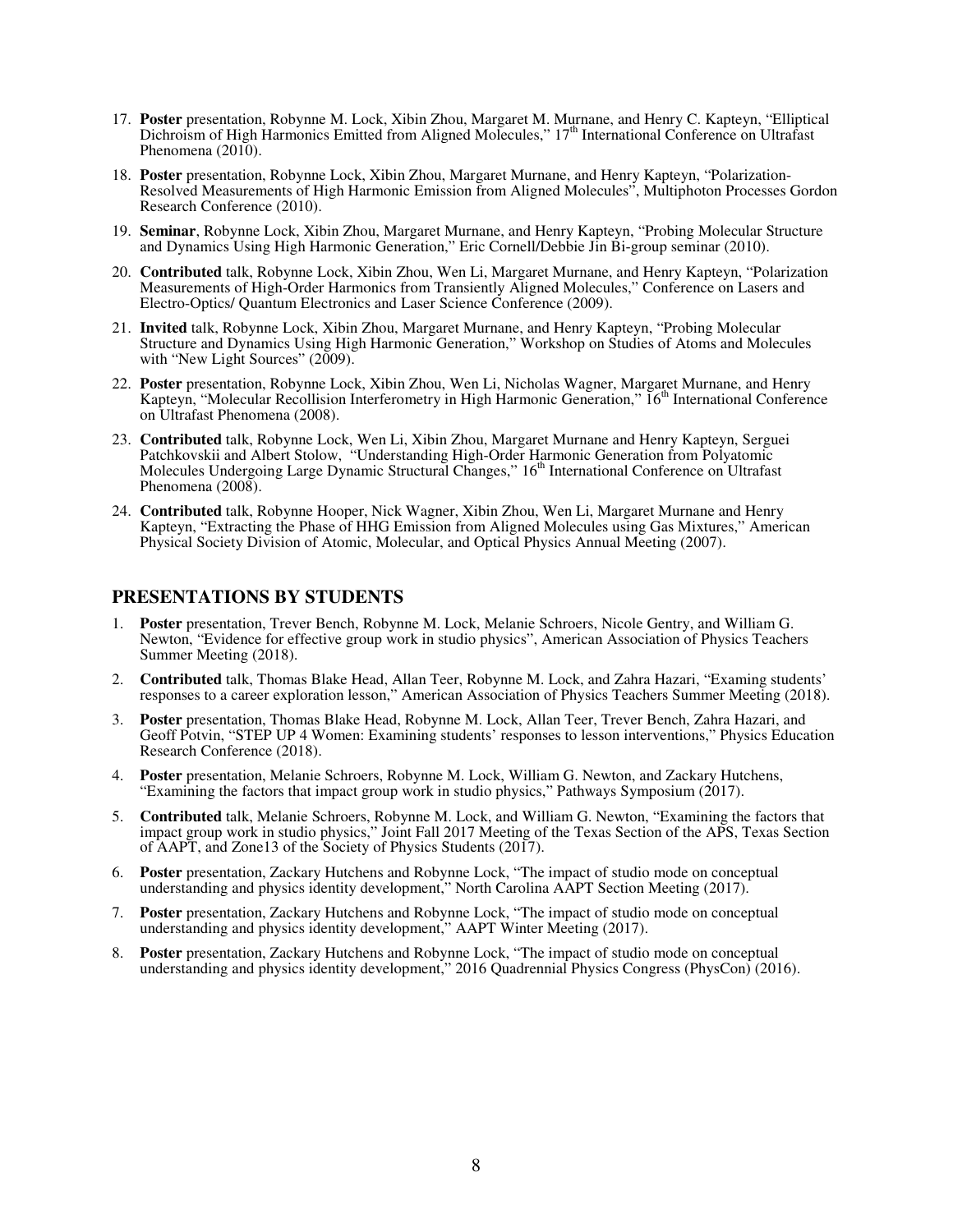17. **Poster** presentation, Robynne M. Lock, Xibin Zhou, Margaret M. Murnane, and Henry C. Kapteyn, "Elliptical Dichroism of High Harmonics Emitted from Aligned Molecules," 17th International Conference on Ultrafast Phenomena (2010).

18. **Poster** presentation, Robynne Lock, Xibin Zhou, Margaret Murnane, and Henry Kapteyn, "Polarization-Resolved Measurements of High Harmonic Emission from Aligned Molecules", Multiphoton Processes Gordon Research Conference (2010).

19. **Seminar**, Robynne Lock, Xibin Zhou, Margaret Murnane, and Henry Kapteyn, "Probing Molecular Structure and Dynamics Using High Harmonic Generation," Eric Cornell/Debbie Jin Bi-group seminar (2010).

20. **Contributed** talk, Robynne Lock, Xibin Zhou, Wen Li, Margaret Murnane, and Henry Kapteyn, "Polarization Measurements of High-Order Harmonics from Transiently Aligned Molecules," Conference on Lasers and Electro-Optics/ Quantum Electronics and Laser Science Conference (2009).

21. **Invited** talk, Robynne Lock, Xibin Zhou, Margaret Murnane, and Henry Kapteyn, "Probing Molecular Structure and Dynamics Using High Harmonic Generation," Workshop on Studies of Atoms and Molecules with "New Light Sources" (2009).

22. **Poster** presentation, Robynne Lock, Xibin Zhou, Wen Li, Nicholas Wagner, Margaret Murnane, and Henry Kapteyn, "Molecular Recollision Interferometry in High Harmonic Generation," 16th International Conference on Ultrafast Phenomena (2008).

23. **Contributed** talk, Robynne Lock, Wen Li, Xibin Zhou, Margaret Murnane and Henry Kapteyn, Serguei Patchkovskii and Albert Stolow, "Understanding High-Order Harmonic Generation from Polyatomic Molecules Undergoing Large Dynamic Structural Changes," 16th International Conference on Ultrafast Phenomena (2008).

24. **Contributed** talk, Robynne Hooper, Nick Wagner, Xibin Zhou, Wen Li, Margaret Murnane and Henry Kapteyn, "Extracting the Phase of HHG Emission from Aligned Molecules using Gas Mixtures," American Physical Society Division of Atomic, Molecular, and Optical Physics Annual Meeting (2007).

## PRESENTATIONS BY STUDENTS

1. **Poster** presentation, Trever Bench, Robynne M. Lock, Melanie Schroers, Nicole Gentry, and William G. Newton, "Evidence for effective group work in studio physics", American Association of Physics Teachers Summer Meeting (2018).

2. **Contributed** talk, Thomas Blake Head, Allan Teer, Robynne M. Lock, and Zahra Hazari, "Examing students' responses to a career exploration lesson," American Association of Physics Teachers Summer Meeting (2018).

3. **Poster** presentation, Thomas Blake Head, Robynne M. Lock, Allan Teer, Trever Bench, Zahra Hazari, and Geoff Potvin, "STEP UP 4 Women: Examining students' responses to lesson interventions," Physics Education Research Conference (2018).

4. **Poster** presentation, Melanie Schroers, Robynne M. Lock, William G. Newton, and Zackary Hutchens, "Examining the factors that impact group work in studio physics," Pathways Symposium (2017).

5. **Contributed** talk, Melanie Schroers, Robynne M. Lock, and William G. Newton, "Examining the factors that impact group work in studio physics," Joint Fall 2017 Meeting of the Texas Section of the APS, Texas Section of AAPT, and Zone13 of the Society of Physics Students (2017).

6. **Poster** presentation, Zackary Hutchens and Robynne Lock, "The impact of studio mode on conceptual understanding and physics identity development," North Carolina AAPT Section Meeting (2017).

7. **Poster** presentation, Zackary Hutchens and Robynne Lock, "The impact of studio mode on conceptual understanding and physics identity development," AAPT Winter Meeting (2017).

8. **Poster** presentation, Zackary Hutchens and Robynne Lock, "The impact of studio mode on conceptual understanding and physics identity development," 2016 Quadrennial Physics Congress (PhysCon) (2016).